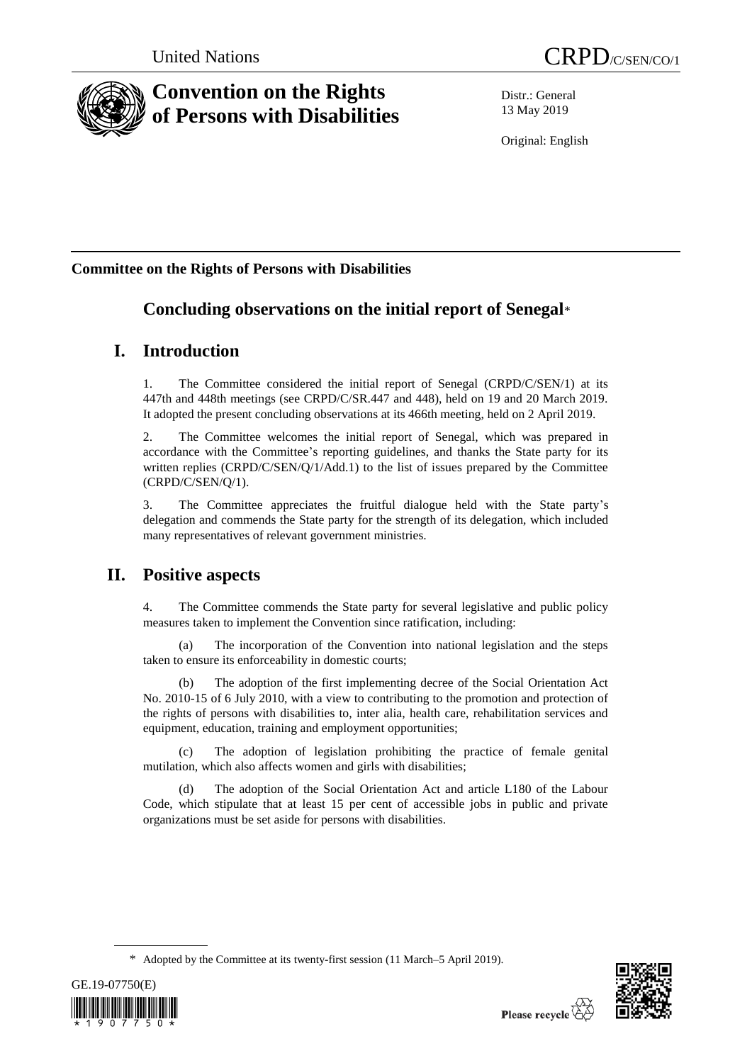United Nations CRPD/C/SEN/CO/1

# Convention on the Rights of Persons with Disabilities

Distr.: General
13 May 2019

Original: English

**Committee on the Rights of Persons with Disabilities**

## Concluding observations on the initial report of Senegal*

## I. Introduction

1. The Committee considered the initial report of Senegal (CRPD/C/SEN/1) at its 447th and 448th meetings (see CRPD/C/SR.447 and 448), held on 19 and 20 March 2019. It adopted the present concluding observations at its 466th meeting, held on 2 April 2019.

2. The Committee welcomes the initial report of Senegal, which was prepared in accordance with the Committee's reporting guidelines, and thanks the State party for its written replies (CRPD/C/SEN/Q/1/Add.1) to the list of issues prepared by the Committee (CRPD/C/SEN/Q/1).

3. The Committee appreciates the fruitful dialogue held with the State party's delegation and commends the State party for the strength of its delegation, which included many representatives of relevant government ministries.

## II. Positive aspects

4. The Committee commends the State party for several legislative and public policy measures taken to implement the Convention since ratification, including:

(a) The incorporation of the Convention into national legislation and the steps taken to ensure its enforceability in domestic courts;

(b) The adoption of the first implementing decree of the Social Orientation Act No. 2010-15 of 6 July 2010, with a view to contributing to the promotion and protection of the rights of persons with disabilities to, inter alia, health care, rehabilitation services and equipment, education, training and employment opportunities;

(c) The adoption of legislation prohibiting the practice of female genital mutilation, which also affects women and girls with disabilities;

(d) The adoption of the Social Orientation Act and article L180 of the Labour Code, which stipulate that at least 15 per cent of accessible jobs in public and private organizations must be set aside for persons with disabilities.

\* Adopted by the Committee at its twenty-first session (11 March–5 April 2019).

GE.19-07750(E)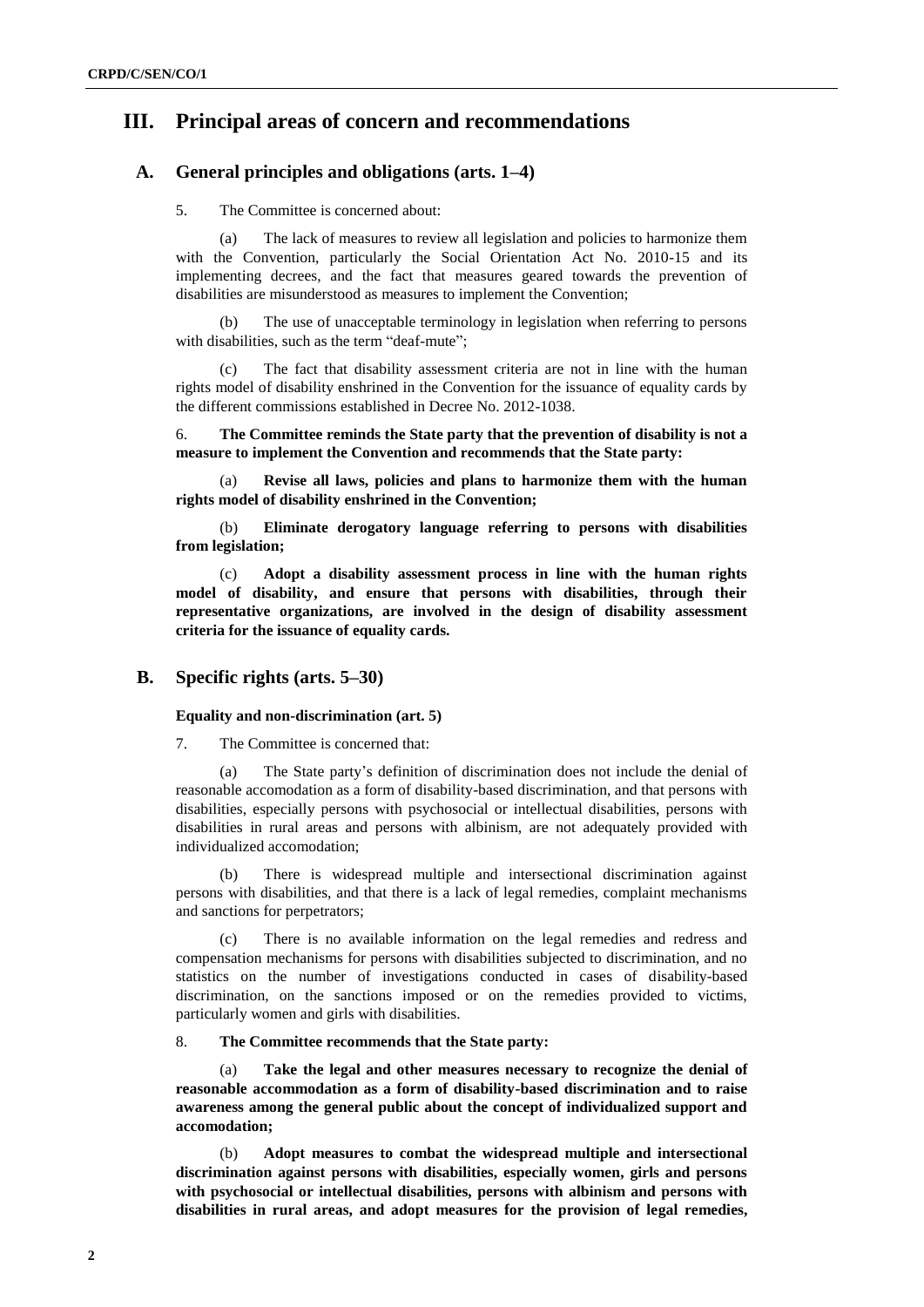# III. Principal areas of concern and recommendations

## A. General principles and obligations (arts. 1–4)

5. The Committee is concerned about:

(a) The lack of measures to review all legislation and policies to harmonize them with the Convention, particularly the Social Orientation Act No. 2010-15 and its implementing decrees, and the fact that measures geared towards the prevention of disabilities are misunderstood as measures to implement the Convention;

(b) The use of unacceptable terminology in legislation when referring to persons with disabilities, such as the term "deaf-mute";

(c) The fact that disability assessment criteria are not in line with the human rights model of disability enshrined in the Convention for the issuance of equality cards by the different commissions established in Decree No. 2012-1038.

6. **The Committee reminds the State party that the prevention of disability is not a measure to implement the Convention and recommends that the State party:**

(a) **Revise all laws, policies and plans to harmonize them with the human rights model of disability enshrined in the Convention;**

(b) **Eliminate derogatory language referring to persons with disabilities from legislation;**

(c) **Adopt a disability assessment process in line with the human rights model of disability, and ensure that persons with disabilities, through their representative organizations, are involved in the design of disability assessment criteria for the issuance of equality cards.**

## B. Specific rights (arts. 5–30)

### Equality and non-discrimination (art. 5)

7. The Committee is concerned that:

(a) The State party's definition of discrimination does not include the denial of reasonable accomodation as a form of disability-based discrimination, and that persons with disabilities, especially persons with psychosocial or intellectual disabilities, persons with disabilities in rural areas and persons with albinism, are not adequately provided with individualized accomodation;

(b) There is widespread multiple and intersectional discrimination against persons with disabilities, and that there is a lack of legal remedies, complaint mechanisms and sanctions for perpetrators;

(c) There is no available information on the legal remedies and redress and compensation mechanisms for persons with disabilities subjected to discrimination, and no statistics on the number of investigations conducted in cases of disability-based discrimination, on the sanctions imposed or on the remedies provided to victims, particularly women and girls with disabilities.

8. **The Committee recommends that the State party:**

(a) **Take the legal and other measures necessary to recognize the denial of reasonable accommodation as a form of disability-based discrimination and to raise awareness among the general public about the concept of individualized support and accomodation;**

(b) **Adopt measures to combat the widespread multiple and intersectional discrimination against persons with disabilities, especially women, girls and persons with psychosocial or intellectual disabilities, persons with albinism and persons with disabilities in rural areas, and adopt measures for the provision of legal remedies,**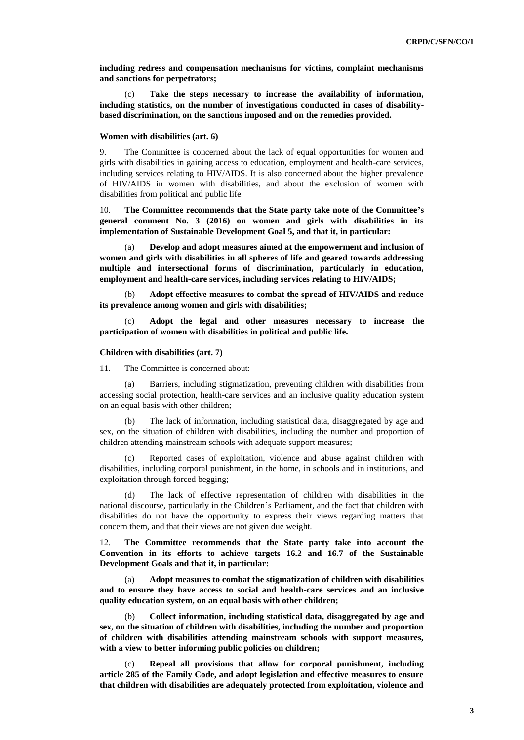**including redress and compensation mechanisms for victims, complaint mechanisms and sanctions for perpetrators;**

(c) **Take the steps necessary to increase the availability of information, including statistics, on the number of investigations conducted in cases of disability-based discrimination, on the sanctions imposed and on the remedies provided.**

#### Women with disabilities (art. 6)

9. The Committee is concerned about the lack of equal opportunities for women and girls with disabilities in gaining access to education, employment and health-care services, including services relating to HIV/AIDS. It is also concerned about the higher prevalence of HIV/AIDS in women with disabilities, and about the exclusion of women with disabilities from political and public life.

10. **The Committee recommends that the State party take note of the Committee's general comment No. 3 (2016) on women and girls with disabilities in its implementation of Sustainable Development Goal 5, and that it, in particular:**

(a) **Develop and adopt measures aimed at the empowerment and inclusion of women and girls with disabilities in all spheres of life and geared towards addressing multiple and intersectional forms of discrimination, particularly in education, employment and health-care services, including services relating to HIV/AIDS;**

(b) **Adopt effective measures to combat the spread of HIV/AIDS and reduce its prevalence among women and girls with disabilities;**

(c) **Adopt the legal and other measures necessary to increase the participation of women with disabilities in political and public life.**

#### Children with disabilities (art. 7)

11. The Committee is concerned about:

(a) Barriers, including stigmatization, preventing children with disabilities from accessing social protection, health-care services and an inclusive quality education system on an equal basis with other children;

(b) The lack of information, including statistical data, disaggregated by age and sex, on the situation of children with disabilities, including the number and proportion of children attending mainstream schools with adequate support measures;

(c) Reported cases of exploitation, violence and abuse against children with disabilities, including corporal punishment, in the home, in schools and in institutions, and exploitation through forced begging;

(d) The lack of effective representation of children with disabilities in the national discourse, particularly in the Children's Parliament, and the fact that children with disabilities do not have the opportunity to express their views regarding matters that concern them, and that their views are not given due weight.

12. **The Committee recommends that the State party take into account the Convention in its efforts to achieve targets 16.2 and 16.7 of the Sustainable Development Goals and that it, in particular:**

(a) **Adopt measures to combat the stigmatization of children with disabilities and to ensure they have access to social and health-care services and an inclusive quality education system, on an equal basis with other children;**

(b) **Collect information, including statistical data, disaggregated by age and sex, on the situation of children with disabilities, including the number and proportion of children with disabilities attending mainstream schools with support measures, with a view to better informing public policies on children;**

(c) **Repeal all provisions that allow for corporal punishment, including article 285 of the Family Code, and adopt legislation and effective measures to ensure that children with disabilities are adequately protected from exploitation, violence and**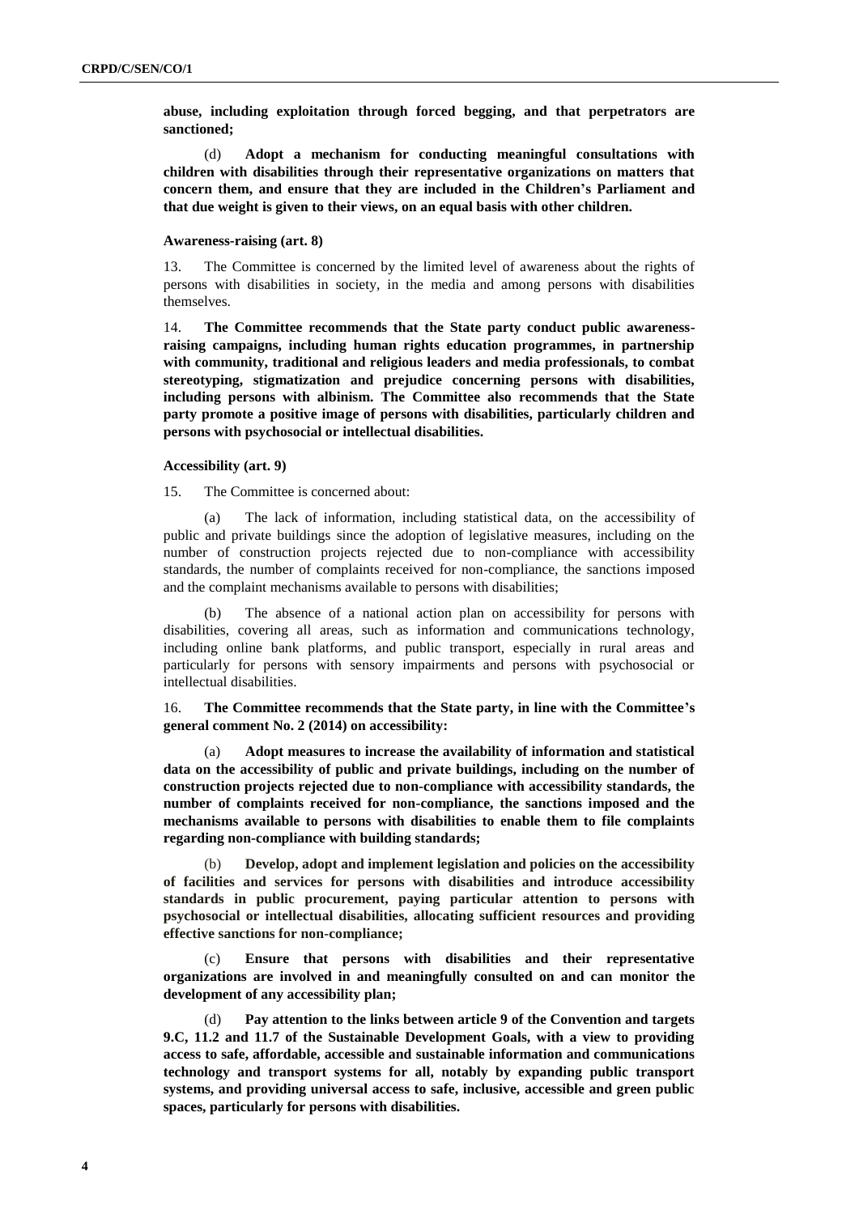**abuse, including exploitation through forced begging, and that perpetrators are sanctioned;**

(d) **Adopt a mechanism for conducting meaningful consultations with children with disabilities through their representative organizations on matters that concern them, and ensure that they are included in the Children's Parliament and that due weight is given to their views, on an equal basis with other children.**

### Awareness-raising (art. 8)

13. The Committee is concerned by the limited level of awareness about the rights of persons with disabilities in society, in the media and among persons with disabilities themselves.

14. **The Committee recommends that the State party conduct public awareness-raising campaigns, including human rights education programmes, in partnership with community, traditional and religious leaders and media professionals, to combat stereotyping, stigmatization and prejudice concerning persons with disabilities, including persons with albinism. The Committee also recommends that the State party promote a positive image of persons with disabilities, particularly children and persons with psychosocial or intellectual disabilities.**

### Accessibility (art. 9)

15. The Committee is concerned about:

(a) The lack of information, including statistical data, on the accessibility of public and private buildings since the adoption of legislative measures, including on the number of construction projects rejected due to non-compliance with accessibility standards, the number of complaints received for non-compliance, the sanctions imposed and the complaint mechanisms available to persons with disabilities;

(b) The absence of a national action plan on accessibility for persons with disabilities, covering all areas, such as information and communications technology, including online bank platforms, and public transport, especially in rural areas and particularly for persons with sensory impairments and persons with psychosocial or intellectual disabilities.

16. **The Committee recommends that the State party, in line with the Committee's general comment No. 2 (2014) on accessibility:**

(a) **Adopt measures to increase the availability of information and statistical data on the accessibility of public and private buildings, including on the number of construction projects rejected due to non-compliance with accessibility standards, the number of complaints received for non-compliance, the sanctions imposed and the mechanisms available to persons with disabilities to enable them to file complaints regarding non-compliance with building standards;**

(b) **Develop, adopt and implement legislation and policies on the accessibility of facilities and services for persons with disabilities and introduce accessibility standards in public procurement, paying particular attention to persons with psychosocial or intellectual disabilities, allocating sufficient resources and providing effective sanctions for non-compliance;**

(c) **Ensure that persons with disabilities and their representative organizations are involved in and meaningfully consulted on and can monitor the development of any accessibility plan;**

(d) **Pay attention to the links between article 9 of the Convention and targets 9.C, 11.2 and 11.7 of the Sustainable Development Goals, with a view to providing access to safe, affordable, accessible and sustainable information and communications technology and transport systems for all, notably by expanding public transport systems, and providing universal access to safe, inclusive, accessible and green public spaces, particularly for persons with disabilities.**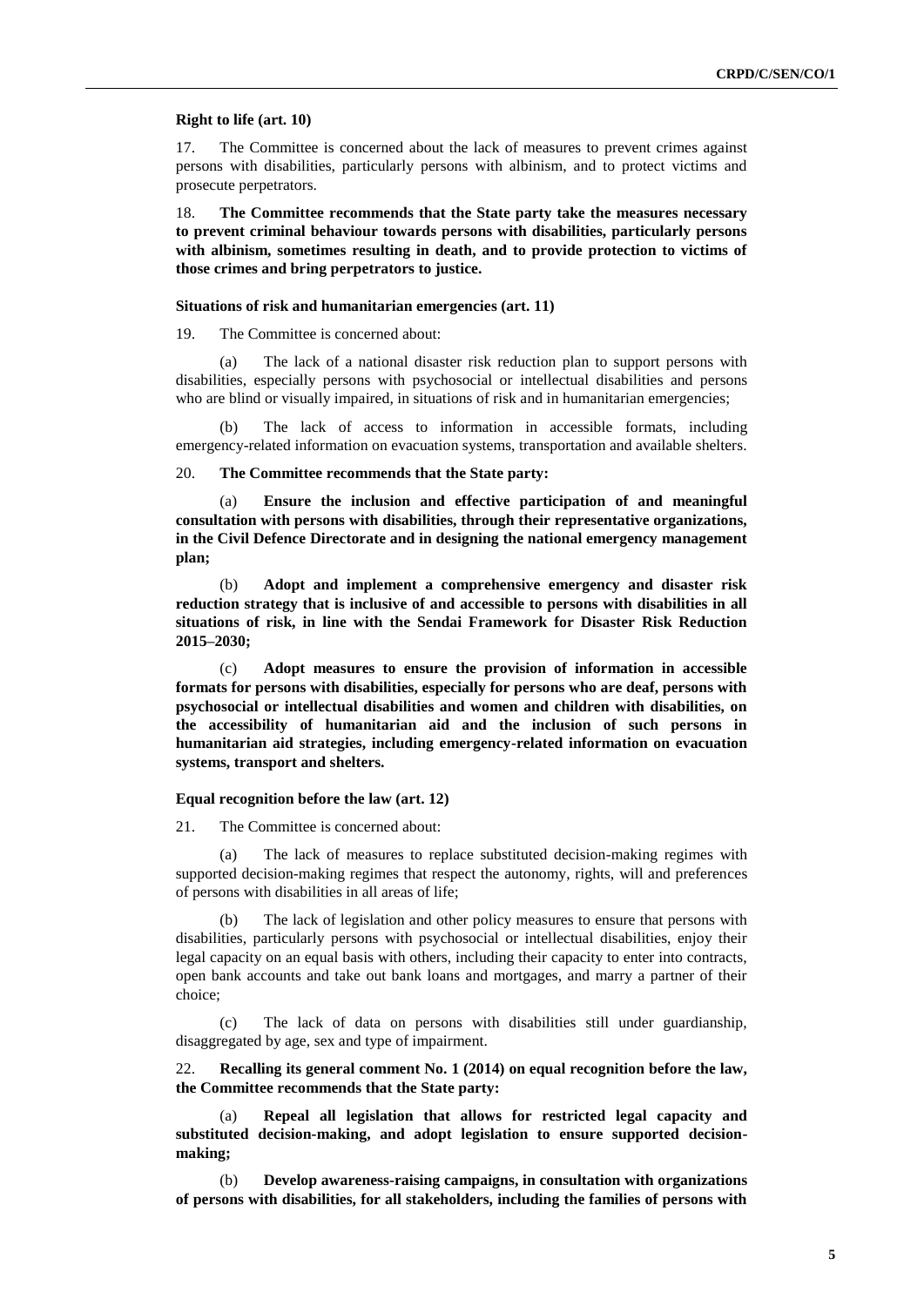**Right to life (art. 10)**

17. The Committee is concerned about the lack of measures to prevent crimes against persons with disabilities, particularly persons with albinism, and to protect victims and prosecute perpetrators.

18. **The Committee recommends that the State party take the measures necessary to prevent criminal behaviour towards persons with disabilities, particularly persons with albinism, sometimes resulting in death, and to provide protection to victims of those crimes and bring perpetrators to justice.**

**Situations of risk and humanitarian emergencies (art. 11)**

19. The Committee is concerned about:

(a) The lack of a national disaster risk reduction plan to support persons with disabilities, especially persons with psychosocial or intellectual disabilities and persons who are blind or visually impaired, in situations of risk and in humanitarian emergencies;

(b) The lack of access to information in accessible formats, including emergency-related information on evacuation systems, transportation and available shelters.

20. **The Committee recommends that the State party:**

(a) **Ensure the inclusion and effective participation of and meaningful consultation with persons with disabilities, through their representative organizations, in the Civil Defence Directorate and in designing the national emergency management plan;**

(b) **Adopt and implement a comprehensive emergency and disaster risk reduction strategy that is inclusive of and accessible to persons with disabilities in all situations of risk, in line with the Sendai Framework for Disaster Risk Reduction 2015–2030;**

(c) **Adopt measures to ensure the provision of information in accessible formats for persons with disabilities, especially for persons who are deaf, persons with psychosocial or intellectual disabilities and women and children with disabilities, on the accessibility of humanitarian aid and the inclusion of such persons in humanitarian aid strategies, including emergency-related information on evacuation systems, transport and shelters.**

**Equal recognition before the law (art. 12)**

21. The Committee is concerned about:

(a) The lack of measures to replace substituted decision-making regimes with supported decision-making regimes that respect the autonomy, rights, will and preferences of persons with disabilities in all areas of life;

(b) The lack of legislation and other policy measures to ensure that persons with disabilities, particularly persons with psychosocial or intellectual disabilities, enjoy their legal capacity on an equal basis with others, including their capacity to enter into contracts, open bank accounts and take out bank loans and mortgages, and marry a partner of their choice;

(c) The lack of data on persons with disabilities still under guardianship, disaggregated by age, sex and type of impairment.

22. **Recalling its general comment No. 1 (2014) on equal recognition before the law, the Committee recommends that the State party:**

(a) **Repeal all legislation that allows for restricted legal capacity and substituted decision-making, and adopt legislation to ensure supported decision-making;**

(b) **Develop awareness-raising campaigns, in consultation with organizations of persons with disabilities, for all stakeholders, including the families of persons with**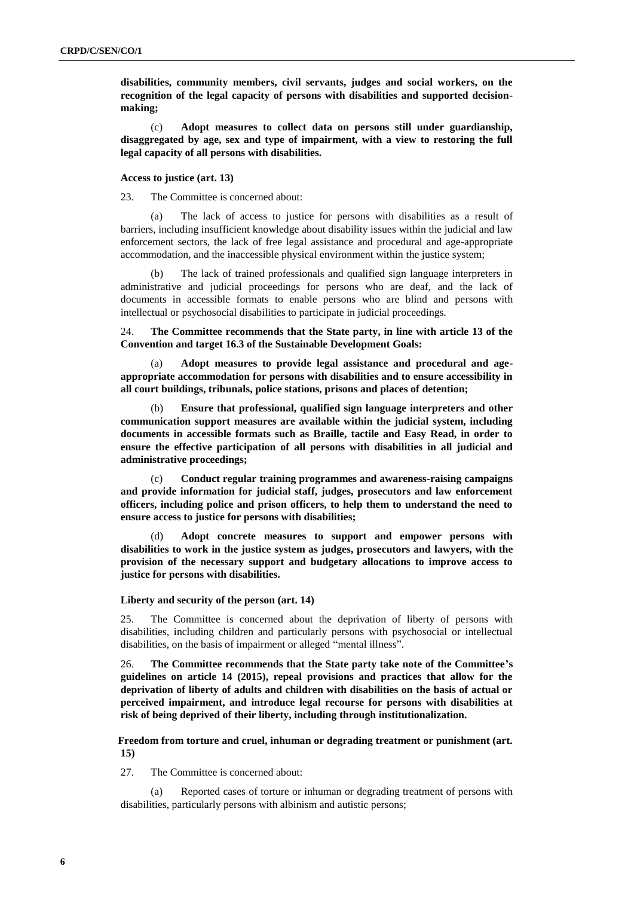**disabilities, community members, civil servants, judges and social workers, on the recognition of the legal capacity of persons with disabilities and supported decision-making;**

(c) **Adopt measures to collect data on persons still under guardianship, disaggregated by age, sex and type of impairment, with a view to restoring the full legal capacity of all persons with disabilities.**

#### Access to justice (art. 13)

23. The Committee is concerned about:

(a) The lack of access to justice for persons with disabilities as a result of barriers, including insufficient knowledge about disability issues within the judicial and law enforcement sectors, the lack of free legal assistance and procedural and age-appropriate accommodation, and the inaccessible physical environment within the justice system;

(b) The lack of trained professionals and qualified sign language interpreters in administrative and judicial proceedings for persons who are deaf, and the lack of documents in accessible formats to enable persons who are blind and persons with intellectual or psychosocial disabilities to participate in judicial proceedings.

24. **The Committee recommends that the State party, in line with article 13 of the Convention and target 16.3 of the Sustainable Development Goals:**

(a) **Adopt measures to provide legal assistance and procedural and age-appropriate accommodation for persons with disabilities and to ensure accessibility in all court buildings, tribunals, police stations, prisons and places of detention;**

(b) **Ensure that professional, qualified sign language interpreters and other communication support measures are available within the judicial system, including documents in accessible formats such as Braille, tactile and Easy Read, in order to ensure the effective participation of all persons with disabilities in all judicial and administrative proceedings;**

(c) **Conduct regular training programmes and awareness-raising campaigns and provide information for judicial staff, judges, prosecutors and law enforcement officers, including police and prison officers, to help them to understand the need to ensure access to justice for persons with disabilities;**

(d) **Adopt concrete measures to support and empower persons with disabilities to work in the justice system as judges, prosecutors and lawyers, with the provision of the necessary support and budgetary allocations to improve access to justice for persons with disabilities.**

#### Liberty and security of the person (art. 14)

25. The Committee is concerned about the deprivation of liberty of persons with disabilities, including children and particularly persons with psychosocial or intellectual disabilities, on the basis of impairment or alleged "mental illness".

26. **The Committee recommends that the State party take note of the Committee's guidelines on article 14 (2015), repeal provisions and practices that allow for the deprivation of liberty of adults and children with disabilities on the basis of actual or perceived impairment, and introduce legal recourse for persons with disabilities at risk of being deprived of their liberty, including through institutionalization.**

#### Freedom from torture and cruel, inhuman or degrading treatment or punishment (art. 15)

27. The Committee is concerned about:

(a) Reported cases of torture or inhuman or degrading treatment of persons with disabilities, particularly persons with albinism and autistic persons;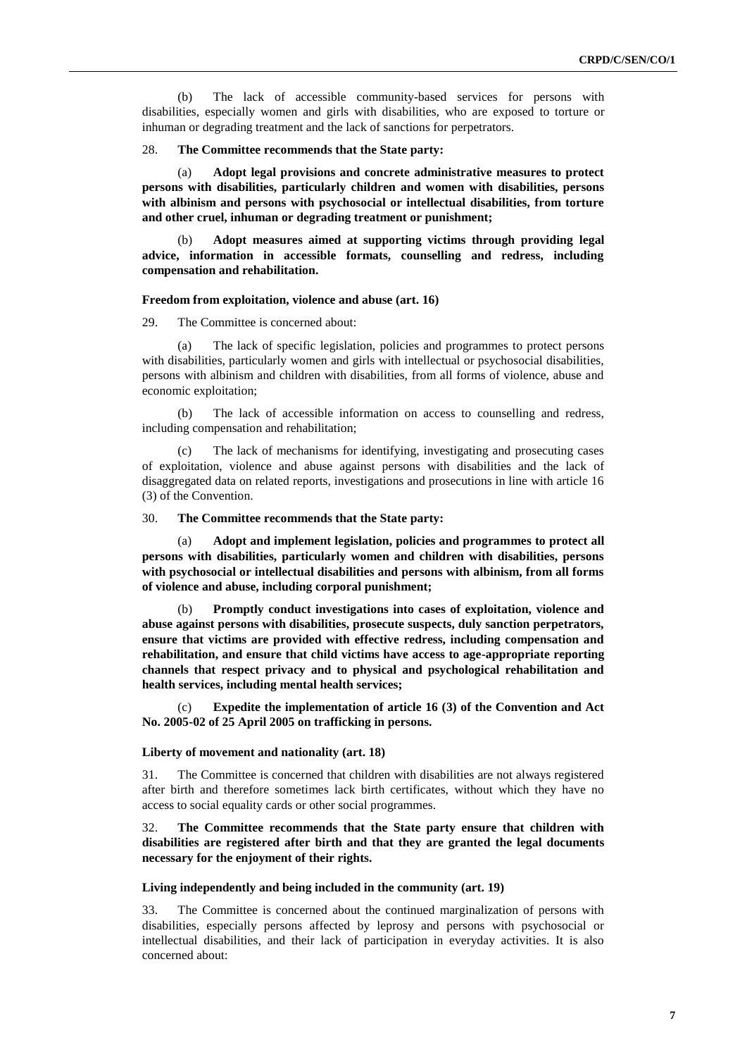(b) The lack of accessible community-based services for persons with disabilities, especially women and girls with disabilities, who are exposed to torture or inhuman or degrading treatment and the lack of sanctions for perpetrators.

28. **The Committee recommends that the State party:**

(a) **Adopt legal provisions and concrete administrative measures to protect persons with disabilities, particularly children and women with disabilities, persons with albinism and persons with psychosocial or intellectual disabilities, from torture and other cruel, inhuman or degrading treatment or punishment;**

(b) **Adopt measures aimed at supporting victims through providing legal advice, information in accessible formats, counselling and redress, including compensation and rehabilitation.**

#### Freedom from exploitation, violence and abuse (art. 16)

29. The Committee is concerned about:

(a) The lack of specific legislation, policies and programmes to protect persons with disabilities, particularly women and girls with intellectual or psychosocial disabilities, persons with albinism and children with disabilities, from all forms of violence, abuse and economic exploitation;

(b) The lack of accessible information on access to counselling and redress, including compensation and rehabilitation;

(c) The lack of mechanisms for identifying, investigating and prosecuting cases of exploitation, violence and abuse against persons with disabilities and the lack of disaggregated data on related reports, investigations and prosecutions in line with article 16 (3) of the Convention.

30. **The Committee recommends that the State party:**

(a) **Adopt and implement legislation, policies and programmes to protect all persons with disabilities, particularly women and children with disabilities, persons with psychosocial or intellectual disabilities and persons with albinism, from all forms of violence and abuse, including corporal punishment;**

(b) **Promptly conduct investigations into cases of exploitation, violence and abuse against persons with disabilities, prosecute suspects, duly sanction perpetrators, ensure that victims are provided with effective redress, including compensation and rehabilitation, and ensure that child victims have access to age-appropriate reporting channels that respect privacy and to physical and psychological rehabilitation and health services, including mental health services;**

(c) **Expedite the implementation of article 16 (3) of the Convention and Act No. 2005-02 of 25 April 2005 on trafficking in persons.**

#### Liberty of movement and nationality (art. 18)

31. The Committee is concerned that children with disabilities are not always registered after birth and therefore sometimes lack birth certificates, without which they have no access to social equality cards or other social programmes.

32. **The Committee recommends that the State party ensure that children with disabilities are registered after birth and that they are granted the legal documents necessary for the enjoyment of their rights.**

#### Living independently and being included in the community (art. 19)

33. The Committee is concerned about the continued marginalization of persons with disabilities, especially persons affected by leprosy and persons with psychosocial or intellectual disabilities, and their lack of participation in everyday activities. It is also concerned about: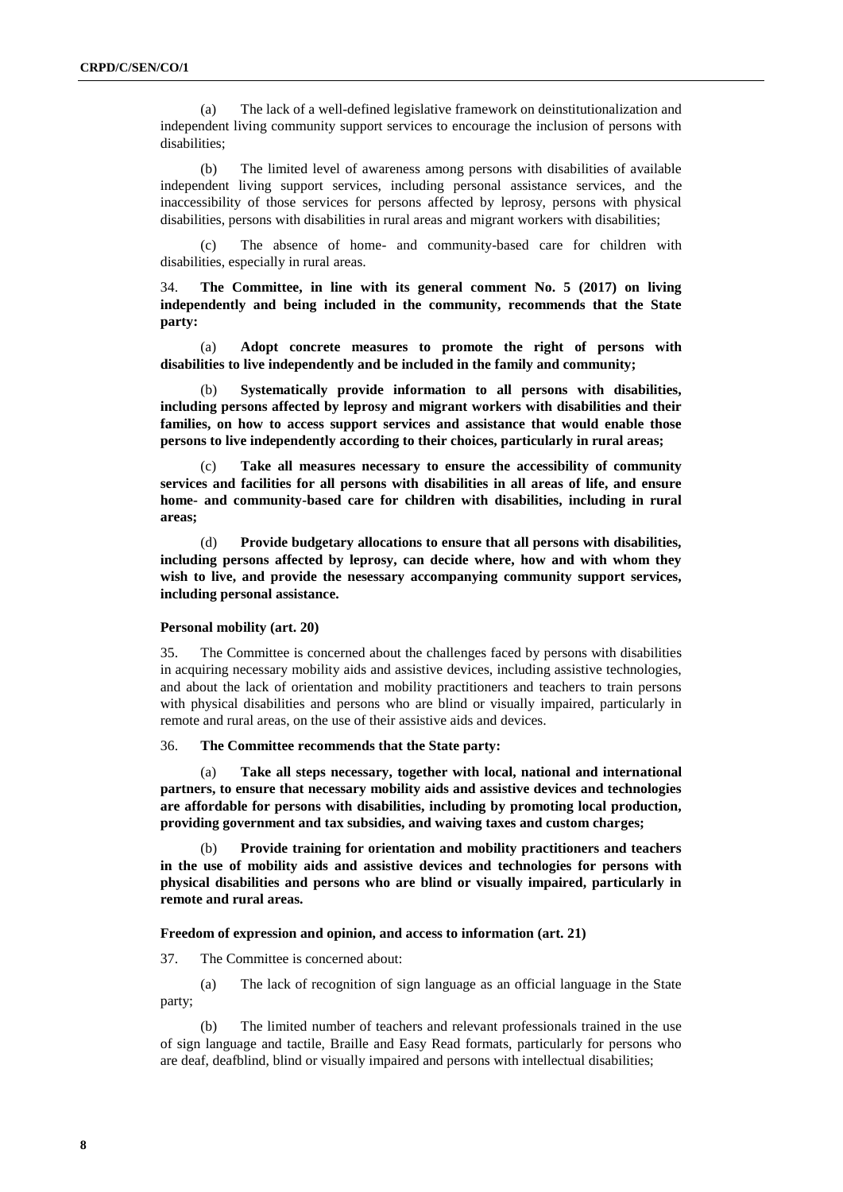(a) The lack of a well-defined legislative framework on deinstitutionalization and independent living community support services to encourage the inclusion of persons with disabilities;

(b) The limited level of awareness among persons with disabilities of available independent living support services, including personal assistance services, and the inaccessibility of those services for persons affected by leprosy, persons with physical disabilities, persons with disabilities in rural areas and migrant workers with disabilities;

(c) The absence of home- and community-based care for children with disabilities, especially in rural areas.

34. **The Committee, in line with its general comment No. 5 (2017) on living independently and being included in the community, recommends that the State party:**

(a) **Adopt concrete measures to promote the right of persons with disabilities to live independently and be included in the family and community;**

(b) **Systematically provide information to all persons with disabilities, including persons affected by leprosy and migrant workers with disabilities and their families, on how to access support services and assistance that would enable those persons to live independently according to their choices, particularly in rural areas;**

(c) **Take all measures necessary to ensure the accessibility of community services and facilities for all persons with disabilities in all areas of life, and ensure home- and community-based care for children with disabilities, including in rural areas;**

(d) **Provide budgetary allocations to ensure that all persons with disabilities, including persons affected by leprosy, can decide where, how and with whom they wish to live, and provide the nesessary accompanying community support services, including personal assistance.**

#### Personal mobility (art. 20)

35. The Committee is concerned about the challenges faced by persons with disabilities in acquiring necessary mobility aids and assistive devices, including assistive technologies, and about the lack of orientation and mobility practitioners and teachers to train persons with physical disabilities and persons who are blind or visually impaired, particularly in remote and rural areas, on the use of their assistive aids and devices.

36. **The Committee recommends that the State party:**

(a) **Take all steps necessary, together with local, national and international partners, to ensure that necessary mobility aids and assistive devices and technologies are affordable for persons with disabilities, including by promoting local production, providing government and tax subsidies, and waiving taxes and custom charges;**

(b) **Provide training for orientation and mobility practitioners and teachers in the use of mobility aids and assistive devices and technologies for persons with physical disabilities and persons who are blind or visually impaired, particularly in remote and rural areas.**

#### Freedom of expression and opinion, and access to information (art. 21)

37. The Committee is concerned about:

(a) The lack of recognition of sign language as an official language in the State party;

(b) The limited number of teachers and relevant professionals trained in the use of sign language and tactile, Braille and Easy Read formats, particularly for persons who are deaf, deafblind, blind or visually impaired and persons with intellectual disabilities;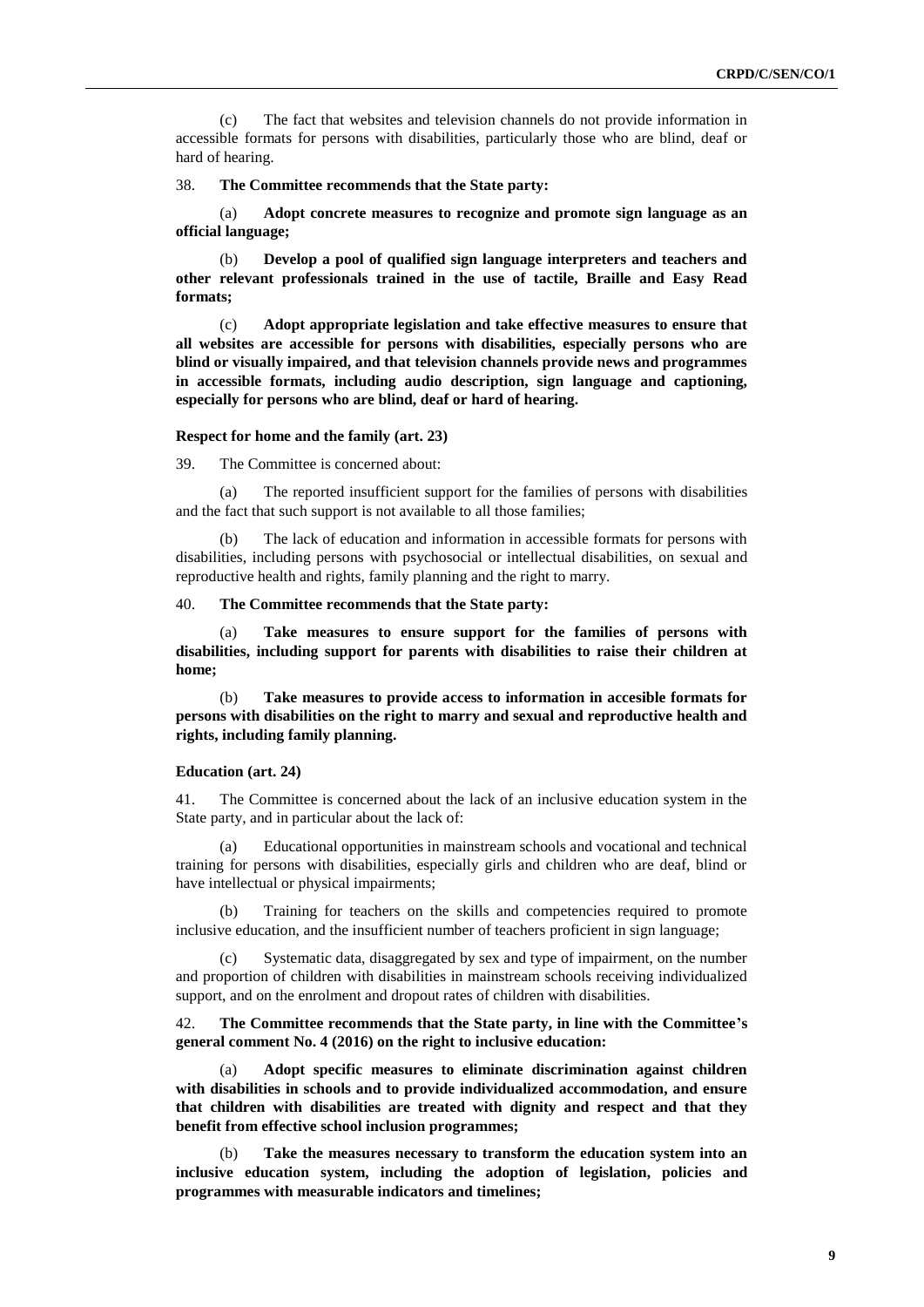(c) The fact that websites and television channels do not provide information in accessible formats for persons with disabilities, particularly those who are blind, deaf or hard of hearing.

38. **The Committee recommends that the State party:**

(a) **Adopt concrete measures to recognize and promote sign language as an official language;**

(b) **Develop a pool of qualified sign language interpreters and teachers and other relevant professionals trained in the use of tactile, Braille and Easy Read formats;**

(c) **Adopt appropriate legislation and take effective measures to ensure that all websites are accessible for persons with disabilities, especially persons who are blind or visually impaired, and that television channels provide news and programmes in accessible formats, including audio description, sign language and captioning, especially for persons who are blind, deaf or hard of hearing.**

### Respect for home and the family (art. 23)

39. The Committee is concerned about:

(a) The reported insufficient support for the families of persons with disabilities and the fact that such support is not available to all those families;

(b) The lack of education and information in accessible formats for persons with disabilities, including persons with psychosocial or intellectual disabilities, on sexual and reproductive health and rights, family planning and the right to marry.

40. **The Committee recommends that the State party:**

(a) **Take measures to ensure support for the families of persons with disabilities, including support for parents with disabilities to raise their children at home;**

(b) **Take measures to provide access to information in accesible formats for persons with disabilities on the right to marry and sexual and reproductive health and rights, including family planning.**

### Education (art. 24)

41. The Committee is concerned about the lack of an inclusive education system in the State party, and in particular about the lack of:

(a) Educational opportunities in mainstream schools and vocational and technical training for persons with disabilities, especially girls and children who are deaf, blind or have intellectual or physical impairments;

(b) Training for teachers on the skills and competencies required to promote inclusive education, and the insufficient number of teachers proficient in sign language;

(c) Systematic data, disaggregated by sex and type of impairment, on the number and proportion of children with disabilities in mainstream schools receiving individualized support, and on the enrolment and dropout rates of children with disabilities.

42. **The Committee recommends that the State party, in line with the Committee's general comment No. 4 (2016) on the right to inclusive education:**

(a) **Adopt specific measures to eliminate discrimination against children with disabilities in schools and to provide individualized accommodation, and ensure that children with disabilities are treated with dignity and respect and that they benefit from effective school inclusion programmes;**

(b) **Take the measures necessary to transform the education system into an inclusive education system, including the adoption of legislation, policies and programmes with measurable indicators and timelines;**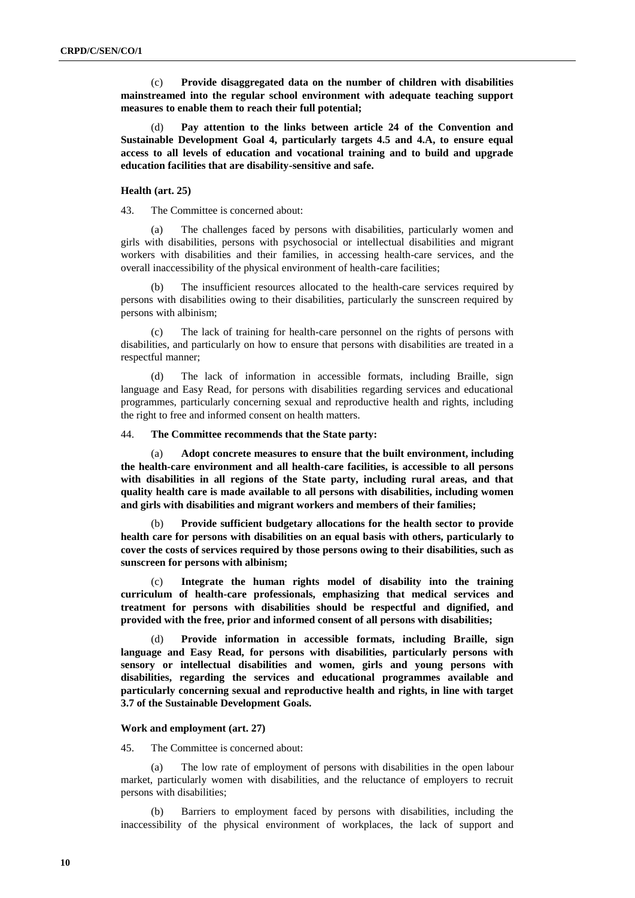(c) **Provide disaggregated data on the number of children with disabilities mainstreamed into the regular school environment with adequate teaching support measures to enable them to reach their full potential;**

(d) **Pay attention to the links between article 24 of the Convention and Sustainable Development Goal 4, particularly targets 4.5 and 4.A, to ensure equal access to all levels of education and vocational training and to build and upgrade education facilities that are disability-sensitive and safe.**

#### Health (art. 25)

43. The Committee is concerned about:

(a) The challenges faced by persons with disabilities, particularly women and girls with disabilities, persons with psychosocial or intellectual disabilities and migrant workers with disabilities and their families, in accessing health-care services, and the overall inaccessibility of the physical environment of health-care facilities;

(b) The insufficient resources allocated to the health-care services required by persons with disabilities owing to their disabilities, particularly the sunscreen required by persons with albinism;

(c) The lack of training for health-care personnel on the rights of persons with disabilities, and particularly on how to ensure that persons with disabilities are treated in a respectful manner;

(d) The lack of information in accessible formats, including Braille, sign language and Easy Read, for persons with disabilities regarding services and educational programmes, particularly concerning sexual and reproductive health and rights, including the right to free and informed consent on health matters.

44. **The Committee recommends that the State party:**

(a) **Adopt concrete measures to ensure that the built environment, including the health-care environment and all health-care facilities, is accessible to all persons with disabilities in all regions of the State party, including rural areas, and that quality health care is made available to all persons with disabilities, including women and girls with disabilities and migrant workers and members of their families;**

(b) **Provide sufficient budgetary allocations for the health sector to provide health care for persons with disabilities on an equal basis with others, particularly to cover the costs of services required by those persons owing to their disabilities, such as sunscreen for persons with albinism;**

(c) **Integrate the human rights model of disability into the training curriculum of health-care professionals, emphasizing that medical services and treatment for persons with disabilities should be respectful and dignified, and provided with the free, prior and informed consent of all persons with disabilities;**

(d) **Provide information in accessible formats, including Braille, sign language and Easy Read, for persons with disabilities, particularly persons with sensory or intellectual disabilities and women, girls and young persons with disabilities, regarding the services and educational programmes available and particularly concerning sexual and reproductive health and rights, in line with target 3.7 of the Sustainable Development Goals.**

#### Work and employment (art. 27)

45. The Committee is concerned about:

(a) The low rate of employment of persons with disabilities in the open labour market, particularly women with disabilities, and the reluctance of employers to recruit persons with disabilities;

(b) Barriers to employment faced by persons with disabilities, including the inaccessibility of the physical environment of workplaces, the lack of support and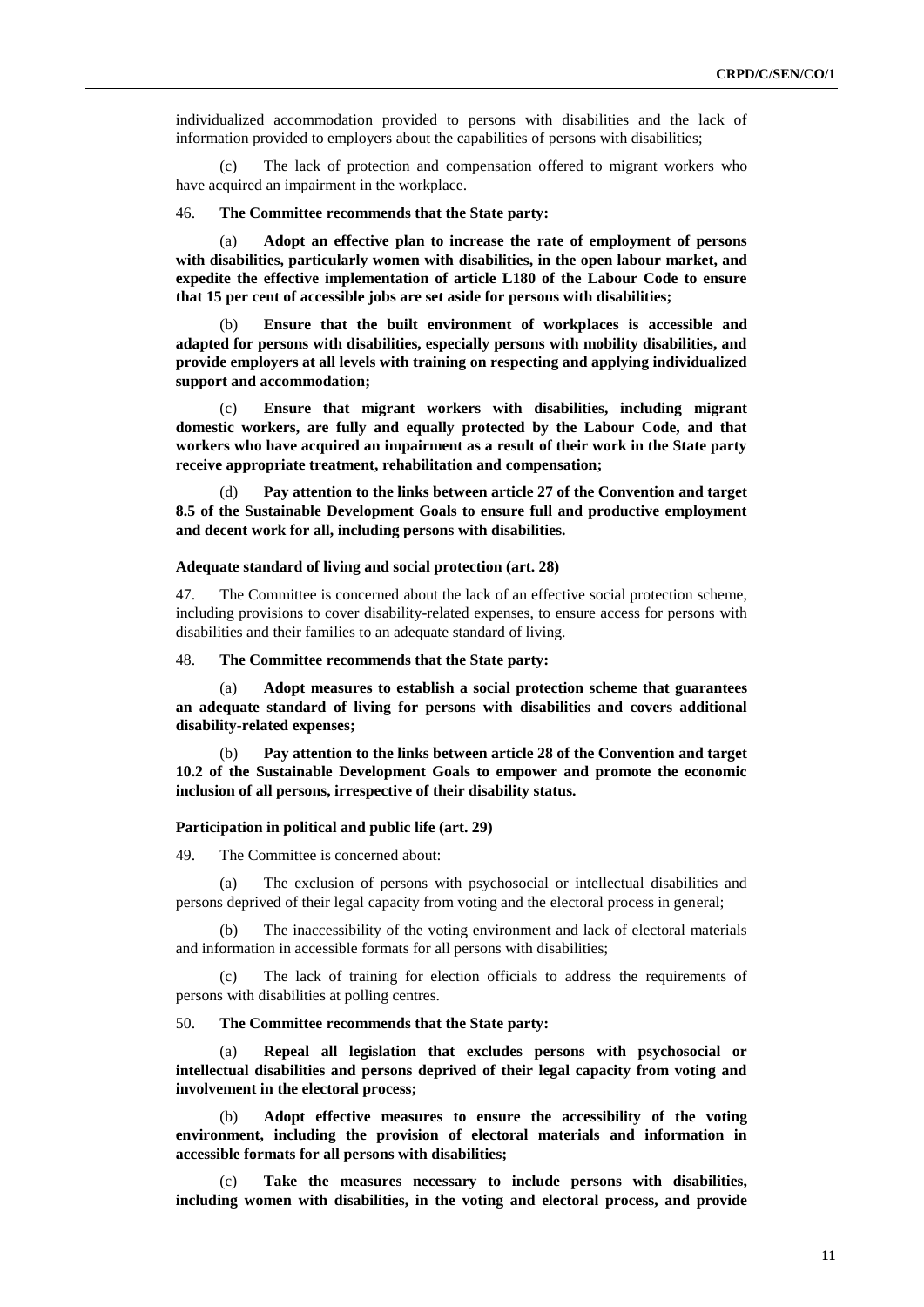individualized accommodation provided to persons with disabilities and the lack of information provided to employers about the capabilities of persons with disabilities;

(c) The lack of protection and compensation offered to migrant workers who have acquired an impairment in the workplace.

46. **The Committee recommends that the State party:**

(a) **Adopt an effective plan to increase the rate of employment of persons with disabilities, particularly women with disabilities, in the open labour market, and expedite the effective implementation of article L180 of the Labour Code to ensure that 15 per cent of accessible jobs are set aside for persons with disabilities;**

(b) **Ensure that the built environment of workplaces is accessible and adapted for persons with disabilities, especially persons with mobility disabilities, and provide employers at all levels with training on respecting and applying individualized support and accommodation;**

(c) **Ensure that migrant workers with disabilities, including migrant domestic workers, are fully and equally protected by the Labour Code, and that workers who have acquired an impairment as a result of their work in the State party receive appropriate treatment, rehabilitation and compensation;**

(d) **Pay attention to the links between article 27 of the Convention and target 8.5 of the Sustainable Development Goals to ensure full and productive employment and decent work for all, including persons with disabilities.**

### Adequate standard of living and social protection (art. 28)

47. The Committee is concerned about the lack of an effective social protection scheme, including provisions to cover disability-related expenses, to ensure access for persons with disabilities and their families to an adequate standard of living.

48. **The Committee recommends that the State party:**

(a) **Adopt measures to establish a social protection scheme that guarantees an adequate standard of living for persons with disabilities and covers additional disability-related expenses;**

(b) **Pay attention to the links between article 28 of the Convention and target 10.2 of the Sustainable Development Goals to empower and promote the economic inclusion of all persons, irrespective of their disability status.**

### Participation in political and public life (art. 29)

49. The Committee is concerned about:

(a) The exclusion of persons with psychosocial or intellectual disabilities and persons deprived of their legal capacity from voting and the electoral process in general;

(b) The inaccessibility of the voting environment and lack of electoral materials and information in accessible formats for all persons with disabilities;

(c) The lack of training for election officials to address the requirements of persons with disabilities at polling centres.

50. **The Committee recommends that the State party:**

(a) **Repeal all legislation that excludes persons with psychosocial or intellectual disabilities and persons deprived of their legal capacity from voting and involvement in the electoral process;**

(b) **Adopt effective measures to ensure the accessibility of the voting environment, including the provision of electoral materials and information in accessible formats for all persons with disabilities;**

(c) **Take the measures necessary to include persons with disabilities, including women with disabilities, in the voting and electoral process, and provide**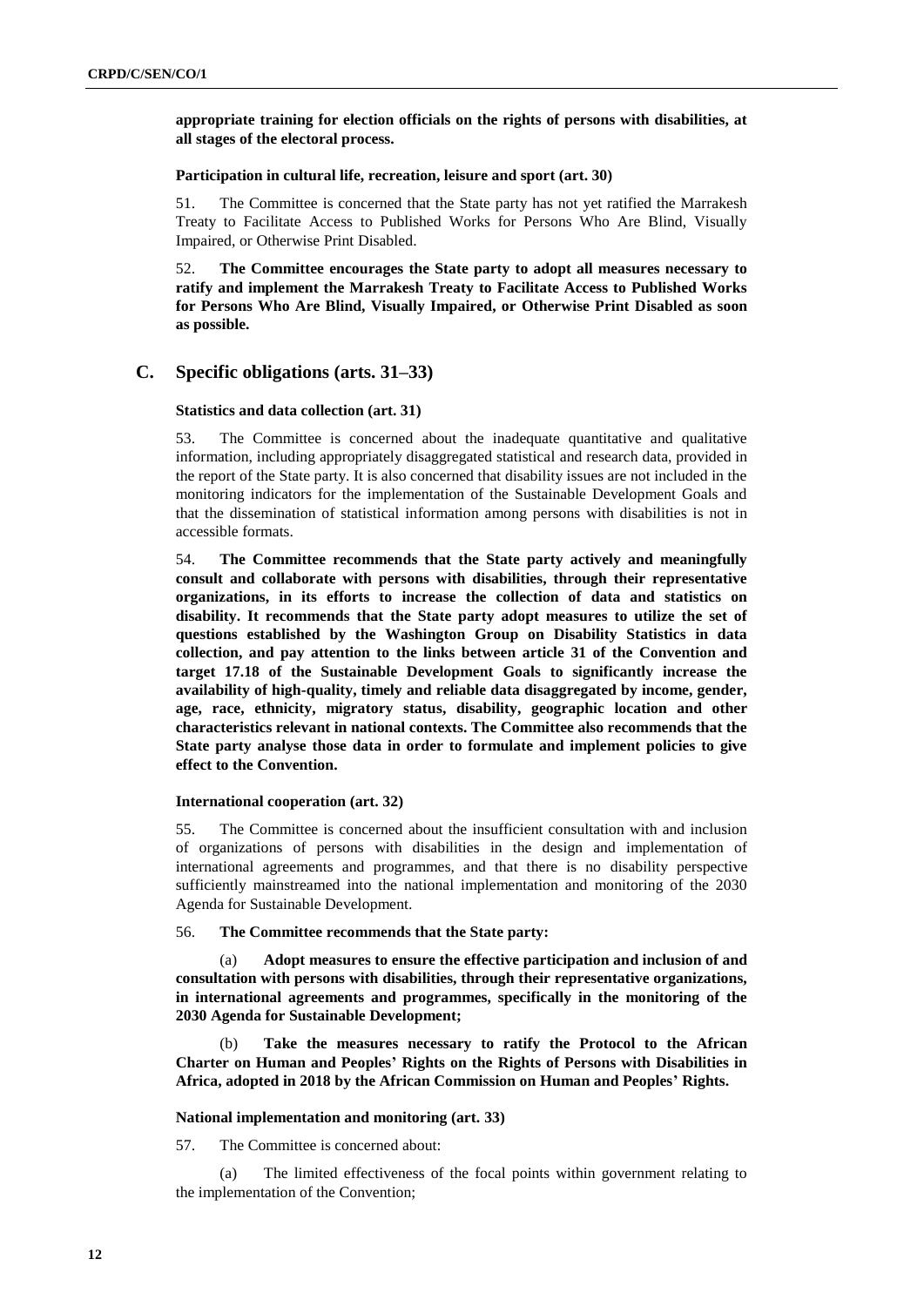**appropriate training for election officials on the rights of persons with disabilities, at all stages of the electoral process.**

#### Participation in cultural life, recreation, leisure and sport (art. 30)

51. The Committee is concerned that the State party has not yet ratified the Marrakesh Treaty to Facilitate Access to Published Works for Persons Who Are Blind, Visually Impaired, or Otherwise Print Disabled.

52. **The Committee encourages the State party to adopt all measures necessary to ratify and implement the Marrakesh Treaty to Facilitate Access to Published Works for Persons Who Are Blind, Visually Impaired, or Otherwise Print Disabled as soon as possible.**

## C. Specific obligations (arts. 31–33)

#### Statistics and data collection (art. 31)

53. The Committee is concerned about the inadequate quantitative and qualitative information, including appropriately disaggregated statistical and research data, provided in the report of the State party. It is also concerned that disability issues are not included in the monitoring indicators for the implementation of the Sustainable Development Goals and that the dissemination of statistical information among persons with disabilities is not in accessible formats.

54. **The Committee recommends that the State party actively and meaningfully consult and collaborate with persons with disabilities, through their representative organizations, in its efforts to increase the collection of data and statistics on disability. It recommends that the State party adopt measures to utilize the set of questions established by the Washington Group on Disability Statistics in data collection, and pay attention to the links between article 31 of the Convention and target 17.18 of the Sustainable Development Goals to significantly increase the availability of high-quality, timely and reliable data disaggregated by income, gender, age, race, ethnicity, migratory status, disability, geographic location and other characteristics relevant in national contexts. The Committee also recommends that the State party analyse those data in order to formulate and implement policies to give effect to the Convention.**

#### International cooperation (art. 32)

55. The Committee is concerned about the insufficient consultation with and inclusion of organizations of persons with disabilities in the design and implementation of international agreements and programmes, and that there is no disability perspective sufficiently mainstreamed into the national implementation and monitoring of the 2030 Agenda for Sustainable Development.

56. **The Committee recommends that the State party:**

(a) **Adopt measures to ensure the effective participation and inclusion of and consultation with persons with disabilities, through their representative organizations, in international agreements and programmes, specifically in the monitoring of the 2030 Agenda for Sustainable Development;**

(b) **Take the measures necessary to ratify the Protocol to the African Charter on Human and Peoples' Rights on the Rights of Persons with Disabilities in Africa, adopted in 2018 by the African Commission on Human and Peoples' Rights.**

#### National implementation and monitoring (art. 33)

57. The Committee is concerned about:

(a) The limited effectiveness of the focal points within government relating to the implementation of the Convention;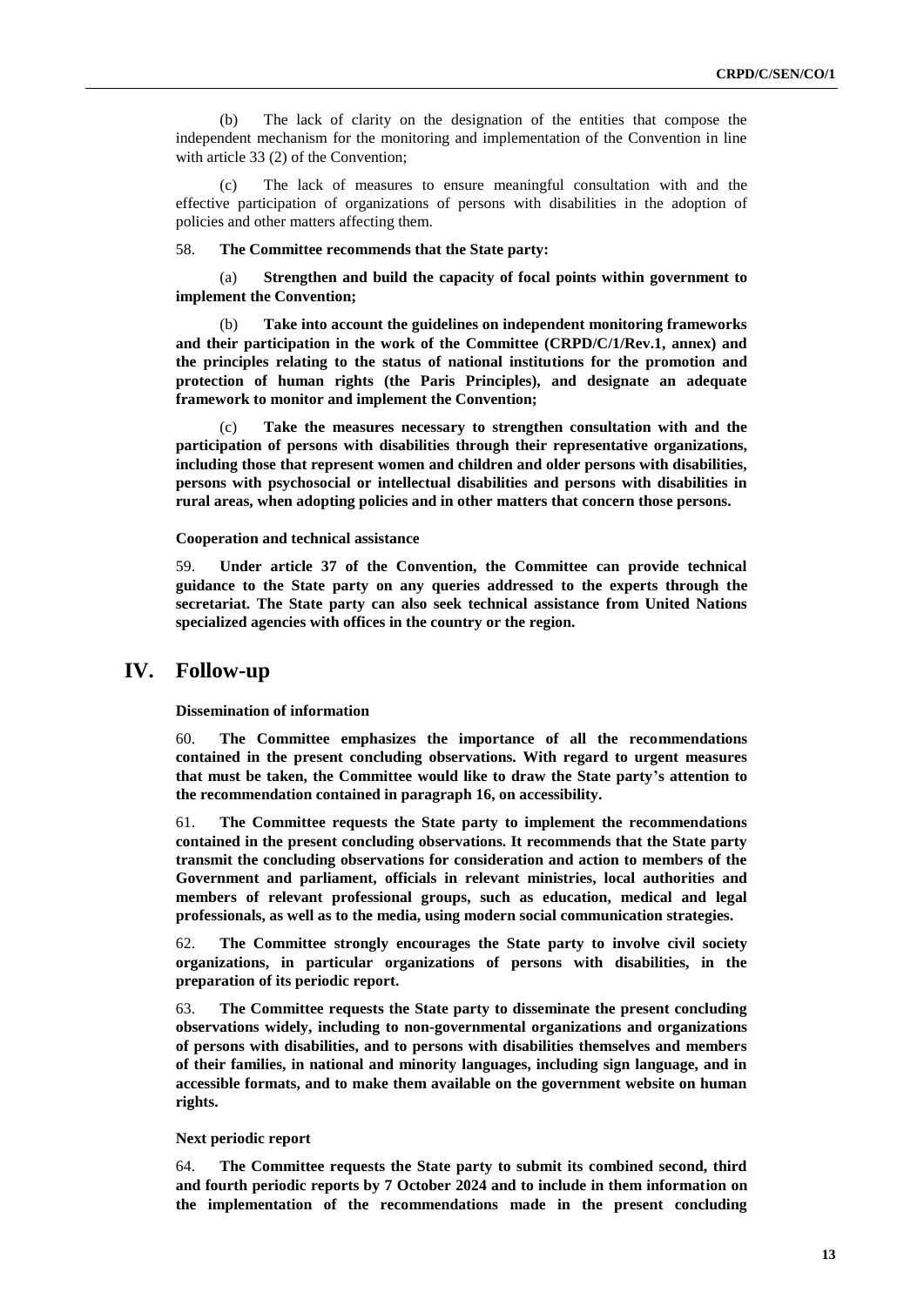(b) The lack of clarity on the designation of the entities that compose the independent mechanism for the monitoring and implementation of the Convention in line with article 33 (2) of the Convention;

(c) The lack of measures to ensure meaningful consultation with and the effective participation of organizations of persons with disabilities in the adoption of policies and other matters affecting them.

58. **The Committee recommends that the State party:**

(a) **Strengthen and build the capacity of focal points within government to implement the Convention;**

(b) **Take into account the guidelines on independent monitoring frameworks and their participation in the work of the Committee (CRPD/C/1/Rev.1, annex) and the principles relating to the status of national institutions for the promotion and protection of human rights (the Paris Principles), and designate an adequate framework to monitor and implement the Convention;**

(c) **Take the measures necessary to strengthen consultation with and the participation of persons with disabilities through their representative organizations, including those that represent women and children and older persons with disabilities, persons with psychosocial or intellectual disabilities and persons with disabilities in rural areas, when adopting policies and in other matters that concern those persons.**

**Cooperation and technical assistance**

59. **Under article 37 of the Convention, the Committee can provide technical guidance to the State party on any queries addressed to the experts through the secretariat. The State party can also seek technical assistance from United Nations specialized agencies with offices in the country or the region.**

# IV. Follow-up

**Dissemination of information**

60. **The Committee emphasizes the importance of all the recommendations contained in the present concluding observations. With regard to urgent measures that must be taken, the Committee would like to draw the State party's attention to the recommendation contained in paragraph 16, on accessibility.**

61. **The Committee requests the State party to implement the recommendations contained in the present concluding observations. It recommends that the State party transmit the concluding observations for consideration and action to members of the Government and parliament, officials in relevant ministries, local authorities and members of relevant professional groups, such as education, medical and legal professionals, as well as to the media, using modern social communication strategies.**

62. **The Committee strongly encourages the State party to involve civil society organizations, in particular organizations of persons with disabilities, in the preparation of its periodic report.**

63. **The Committee requests the State party to disseminate the present concluding observations widely, including to non-governmental organizations and organizations of persons with disabilities, and to persons with disabilities themselves and members of their families, in national and minority languages, including sign language, and in accessible formats, and to make them available on the government website on human rights.**

**Next periodic report**

64. **The Committee requests the State party to submit its combined second, third and fourth periodic reports by 7 October 2024 and to include in them information on the implementation of the recommendations made in the present concluding**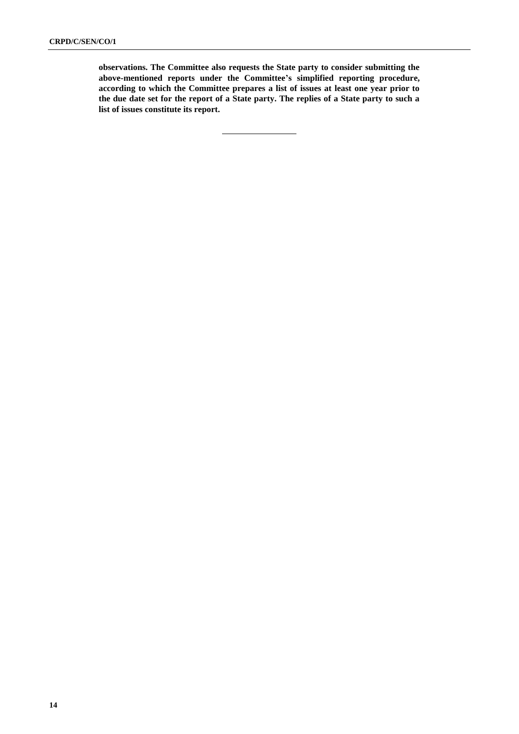**observations. The Committee also requests the State party to consider submitting the above-mentioned reports under the Committee's simplified reporting procedure, according to which the Committee prepares a list of issues at least one year prior to the due date set for the report of a State party. The replies of a State party to such a list of issues constitute its report.**